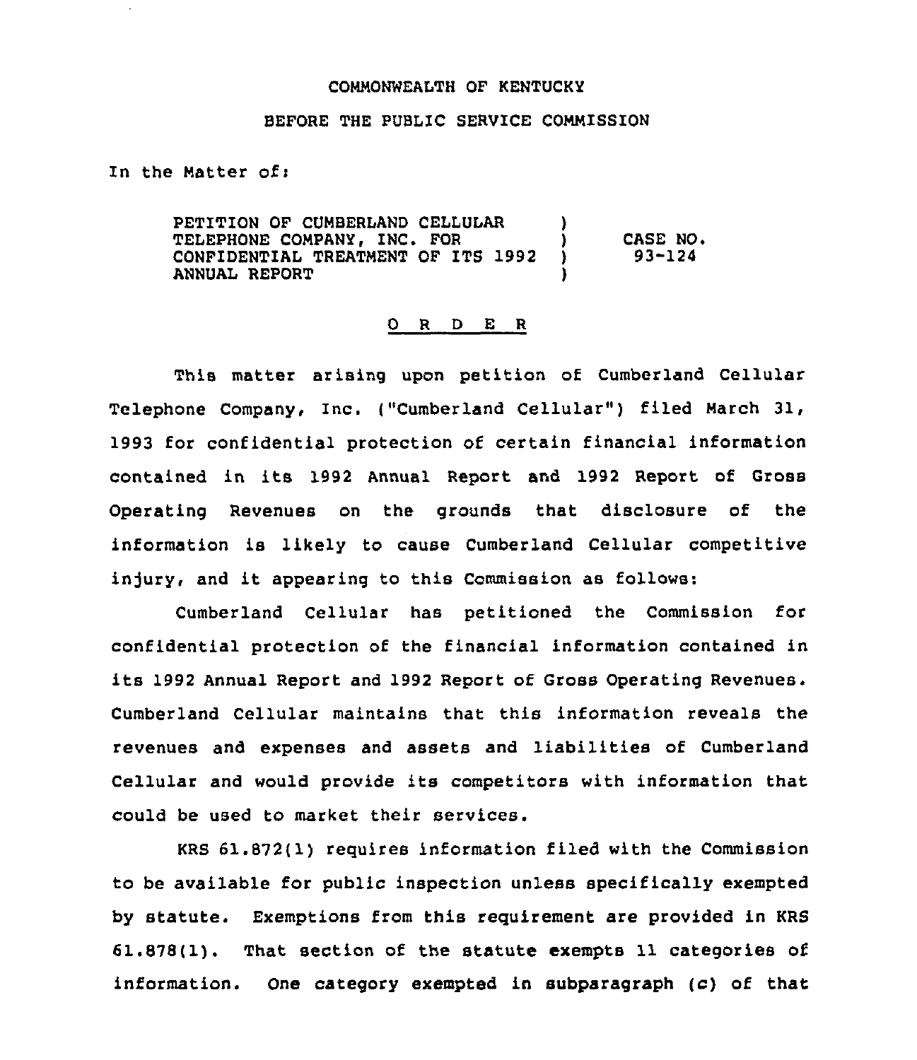COMMONWEALTH OF KENTUCKY

BEFORE THE PUBLIC SERVICE COMMISSION

In the Matter of:

| | | |
|---|---|---|
| PETITION OF CUMBERLAND CELLULAR TELEPHONE COMPANY, INC. FOR CONFIDENTIAL TREATMENT OF ITS 1992 ANNUAL REPORT | ) ) ) ) | CASE NO. 93-124 |

O R D E R

This matter arising upon petition of Cumberland Cellular Telephone Company, Inc. ("Cumberland Cellular") filed March 31, 1993 for confidential protection of certain financial information contained in its 1992 Annual Report and 1992 Report of Gross Operating Revenues on the grounds that disclosure of the information is likely to cause Cumberland Cellular competitive injury, and it appearing to this Commission as follows:

Cumberland Cellular has petitioned the Commission for confidential protection of the financial information contained in its 1992 Annual Report and 1992 Report of Gross Operating Revenues. Cumberland Cellular maintains that this information reveals the revenues and expenses and assets and liabilities of Cumberland Cellular and would provide its competitors with information that could be used to market their services.

KRS 61.872(1) requires information filed with the Commission to be available for public inspection unless specifically exempted by statute. Exemptions from this requirement are provided in KRS 61.878(1). That section of the statute exempts 11 categories of information. One category exempted in subparagraph (c) of that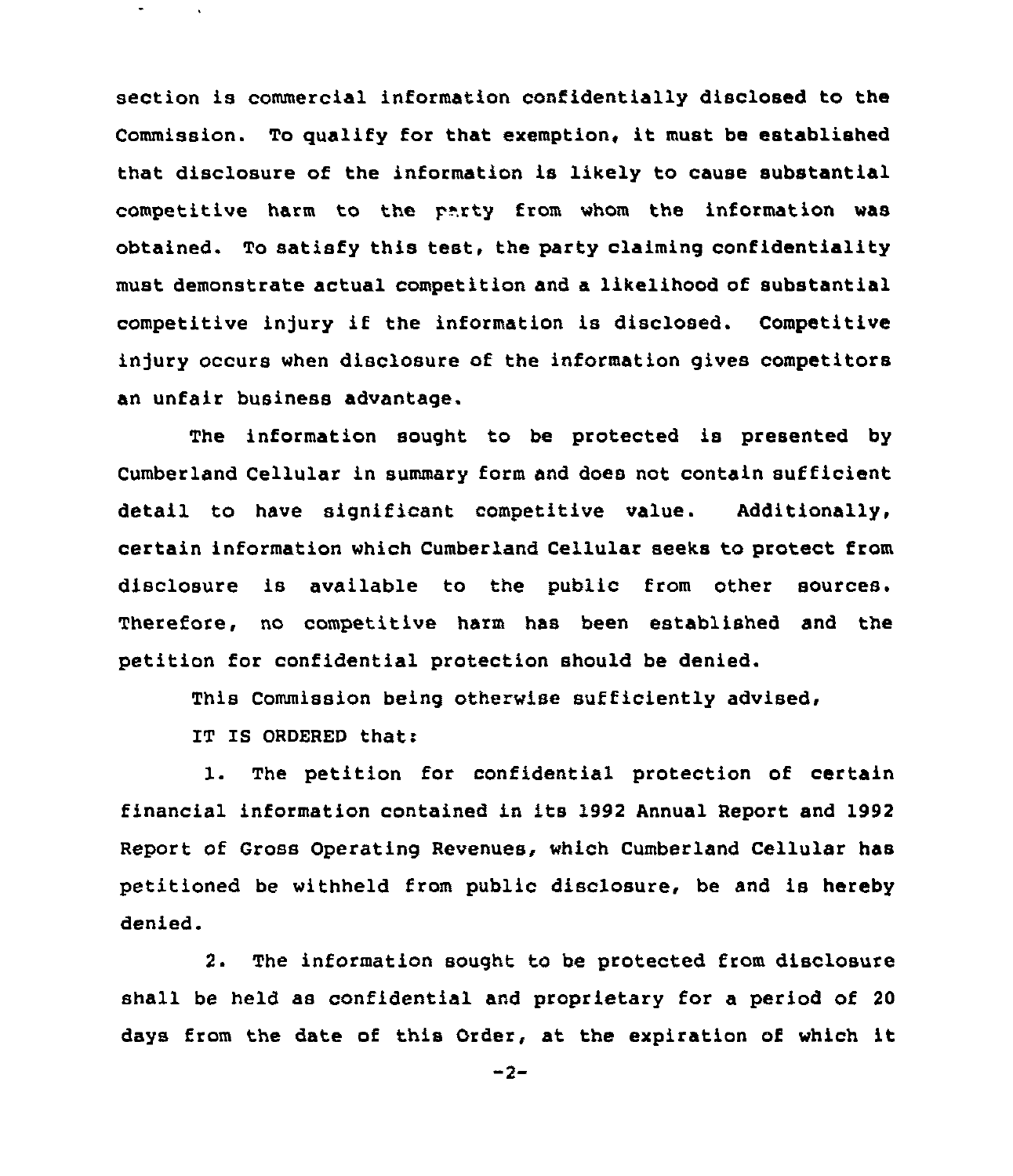section is commercial information confidentially disclosed to the Commission. To qualify for that exemption, it must be established that disclosure of the information is likely to cause substantial competitive harm to the party from whom the information was obtained. To satisfy this test, the party claiming confidentiality must demonstrate actual competition and a likelihood of substantial competitive injury if the information is disclosed. Competitive injury occurs when disclosure of the information gives competitors an unfair business advantage.

The information sought to be protected is presented by Cumberland Cellular in summary form and does not contain sufficient detail to have significant competitive value. Additionally, certain information which Cumberland Cellular seeks to protect from disclosure is available to the public from other sources. Therefore, no competitive harm has been established and the petition for confidential protection should be denied.

This Commission being otherwise sufficiently advised,

IT IS ORDERED that:

1. The petition for confidential protection of certain financial information contained in its 1992 Annual Report and 1992 Report of Gross Operating Revenues, which Cumberland Cellular has petitioned be withheld from public disclosure, be and is hereby denied.

2. The information sought to be protected from disclosure shall be held as confidential and proprietary for a period of 20 days from the date of this Order, at the expiration of which it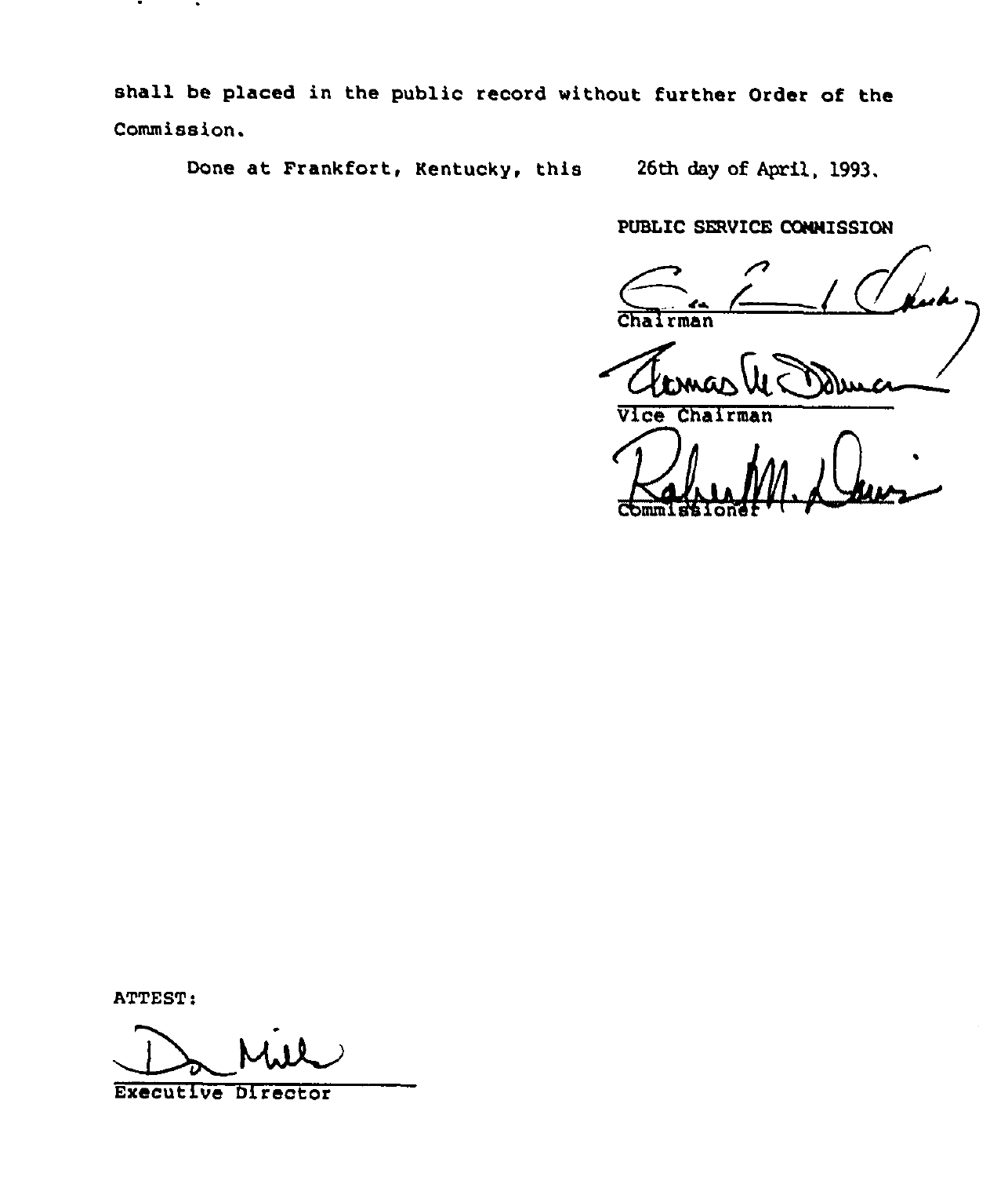shall be placed in the public record without further Order of the Commission.

Done at Frankfort, Kentucky, this 26th day of April, 1993.

PUBLIC SERVICE COMMISSION

Chairman

Vice Chairman

Commissioner

ATTEST:

Executive Director